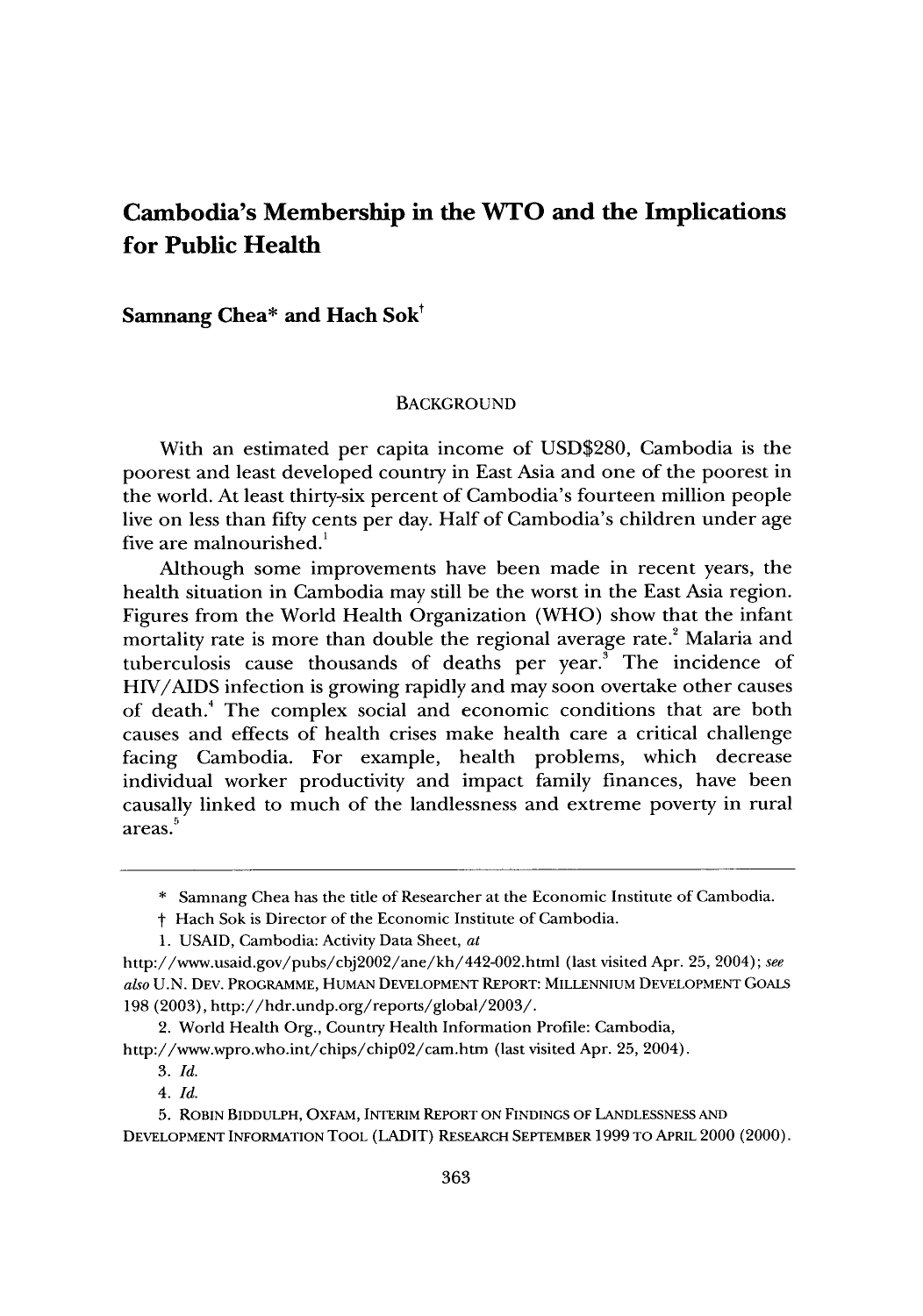# Cambodia's Membership in the WTO and the Implications for Public Health

**Samnang Chea\* and Hach Sok†**

## BACKGROUND

With an estimated per capita income of USD$280, Cambodia is the poorest and least developed country in East Asia and one of the poorest in the world. At least thirty-six percent of Cambodia's fourteen million people live on less than fifty cents per day. Half of Cambodia's children under age five are malnourished.[1]

Although some improvements have been made in recent years, the health situation in Cambodia may still be the worst in the East Asia region. Figures from the World Health Organization (WHO) show that the infant mortality rate is more than double the regional average rate.[2] Malaria and tuberculosis cause thousands of deaths per year.[3] The incidence of HIV/AIDS infection is growing rapidly and may soon overtake other causes of death.[4] The complex social and economic conditions that are both causes and effects of health crises make health care a critical challenge facing Cambodia. For example, health problems, which decrease individual worker productivity and impact family finances, have been causally linked to much of the landlessness and extreme poverty in rural areas.[5]

---

\* Samnang Chea has the title of Researcher at the Economic Institute of Cambodia.

† Hach Sok is Director of the Economic Institute of Cambodia.

1. USAID, Cambodia: Activity Data Sheet, *at* http://www.usaid.gov/pubs/cbj2002/ane/kh/442-002.html (last visited Apr. 25, 2004); *see also* U.N. DEV. PROGRAMME, HUMAN DEVELOPMENT REPORT: MILLENNIUM DEVELOPMENT GOALS 198 (2003), http://hdr.undp.org/reports/global/2003/.

2. World Health Org., Country Health Information Profile: Cambodia, http://www.wpro.who.int/chips/chip02/cam.htm (last visited Apr. 25, 2004).

3. *Id.*

4. *Id.*

5. ROBIN BIDDULPH, OXFAM, INTERIM REPORT ON FINDINGS OF LANDLESSNESS AND DEVELOPMENT INFORMATION TOOL (LADIT) RESEARCH SEPTEMBER 1999 TO APRIL 2000 (2000).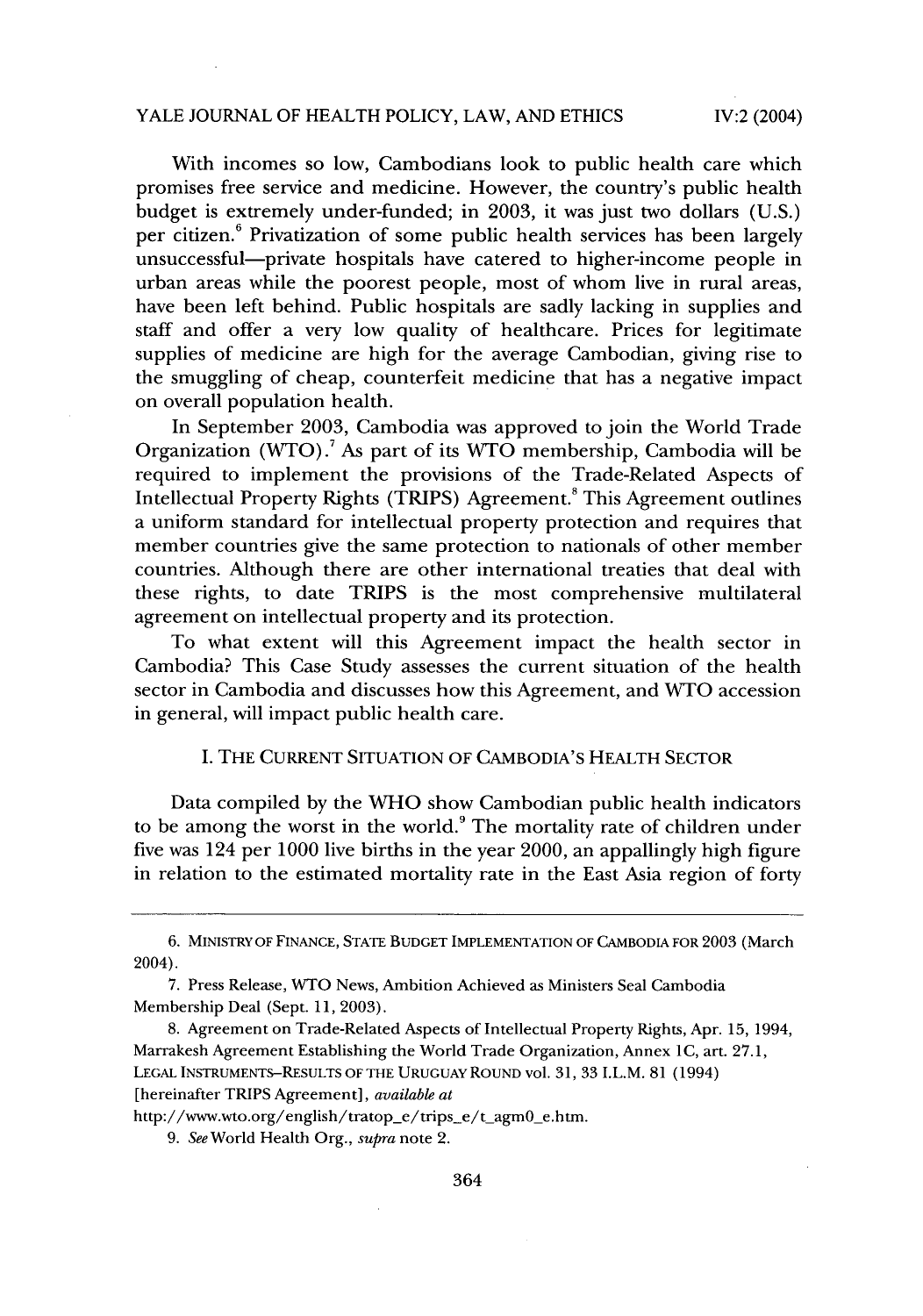With incomes so low, Cambodians look to public health care which promises free service and medicine. However, the country's public health budget is extremely under-funded; in 2003, it was just two dollars (U.S.) per citizen.[6] Privatization of some public health services has been largely unsuccessful—private hospitals have catered to higher-income people in urban areas while the poorest people, most of whom live in rural areas, have been left behind. Public hospitals are sadly lacking in supplies and staff and offer a very low quality of healthcare. Prices for legitimate supplies of medicine are high for the average Cambodian, giving rise to the smuggling of cheap, counterfeit medicine that has a negative impact on overall population health.

In September 2003, Cambodia was approved to join the World Trade Organization (WTO).[7] As part of its WTO membership, Cambodia will be required to implement the provisions of the Trade-Related Aspects of Intellectual Property Rights (TRIPS) Agreement.[8] This Agreement outlines a uniform standard for intellectual property protection and requires that member countries give the same protection to nationals of other member countries. Although there are other international treaties that deal with these rights, to date TRIPS is the most comprehensive multilateral agreement on intellectual property and its protection.

To what extent will this Agreement impact the health sector in Cambodia? This Case Study assesses the current situation of the health sector in Cambodia and discusses how this Agreement, and WTO accession in general, will impact public health care.

## I. THE CURRENT SITUATION OF CAMBODIA'S HEALTH SECTOR

Data compiled by the WHO show Cambodian public health indicators to be among the worst in the world.[9] The mortality rate of children under five was 124 per 1000 live births in the year 2000, an appallingly high figure in relation to the estimated mortality rate in the East Asia region of forty

---

6. MINISTRY OF FINANCE, STATE BUDGET IMPLEMENTATION OF CAMBODIA FOR 2003 (March 2004).

7. Press Release, WTO News, Ambition Achieved as Ministers Seal Cambodia Membership Deal (Sept. 11, 2003).

8. Agreement on Trade-Related Aspects of Intellectual Property Rights, Apr. 15, 1994, Marrakesh Agreement Establishing the World Trade Organization, Annex 1C, art. 27.1, LEGAL INSTRUMENTS–RESULTS OF THE URUGUAY ROUND vol. 31, 33 I.L.M. 81 (1994) [hereinafter TRIPS Agreement], *available at* http://www.wto.org/english/tratop_e/trips_e/t_agm0_e.htm.

9. *See* World Health Org., *supra* note 2.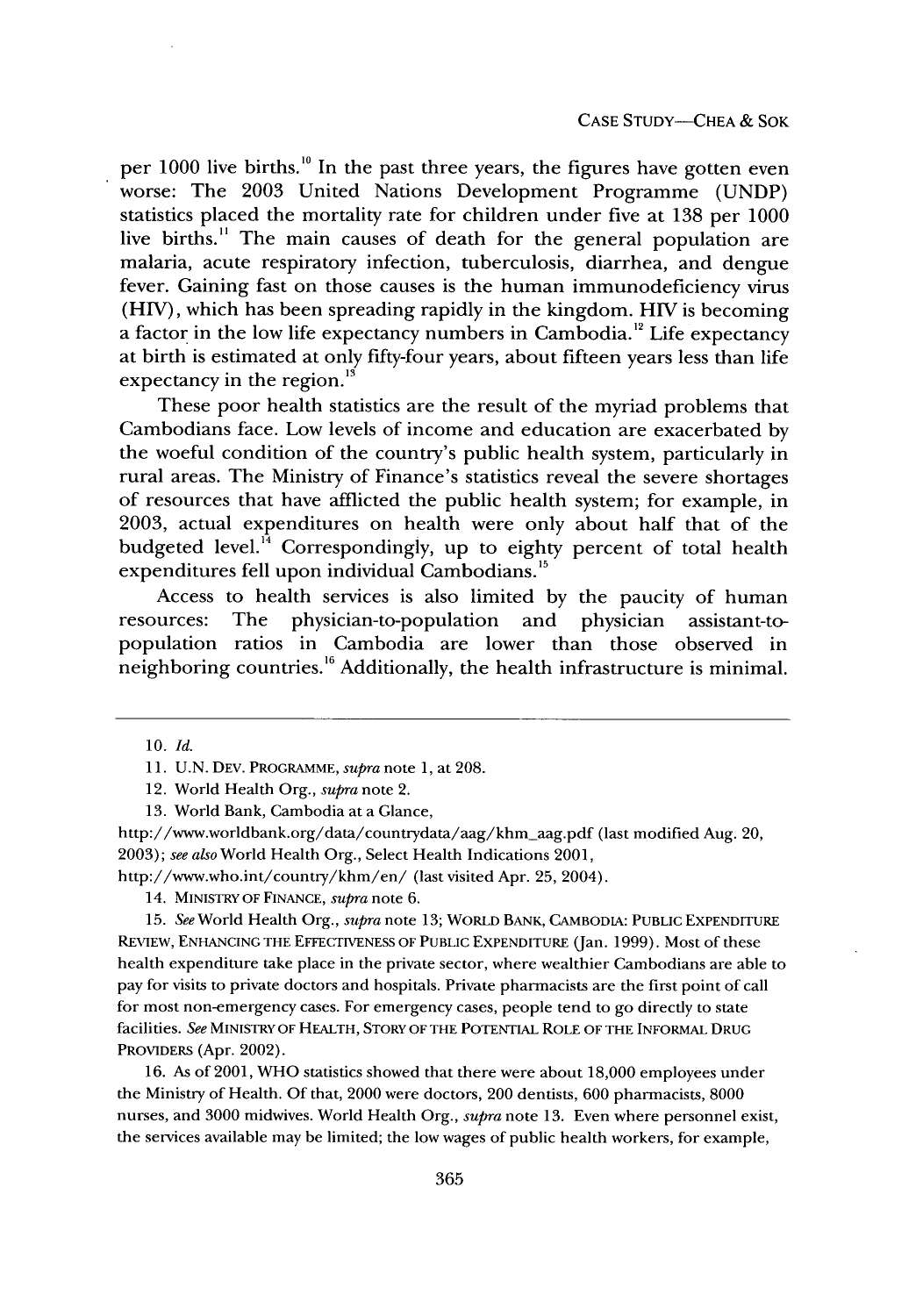per 1000 live births.[10] In the past three years, the figures have gotten even worse: The 2003 United Nations Development Programme (UNDP) statistics placed the mortality rate for children under five at 138 per 1000 live births.[11] The main causes of death for the general population are malaria, acute respiratory infection, tuberculosis, diarrhea, and dengue fever. Gaining fast on those causes is the human immunodeficiency virus (HIV), which has been spreading rapidly in the kingdom. HIV is becoming a factor in the low life expectancy numbers in Cambodia.[12] Life expectancy at birth is estimated at only fifty-four years, about fifteen years less than life expectancy in the region.[13]

These poor health statistics are the result of the myriad problems that Cambodians face. Low levels of income and education are exacerbated by the woeful condition of the country's public health system, particularly in rural areas. The Ministry of Finance's statistics reveal the severe shortages of resources that have afflicted the public health system; for example, in 2003, actual expenditures on health were only about half that of the budgeted level.[14] Correspondingly, up to eighty percent of total health expenditures fell upon individual Cambodians.[15]

Access to health services is also limited by the paucity of human resources: The physician-to-population and physician assistant-to-population ratios in Cambodia are lower than those observed in neighboring countries.[16] Additionally, the health infrastructure is minimal.

---

10. *Id.*

11. U.N. DEV. PROGRAMME, *supra* note 1, at 208.

12. World Health Org., *supra* note 2.

13. World Bank, Cambodia at a Glance, http://www.worldbank.org/data/countrydata/aag/khm_aag.pdf (last modified Aug. 20, 2003); *see also* World Health Org., Select Health Indications 2001, http://www.who.int/country/khm/en/ (last visited Apr. 25, 2004).

14. MINISTRY OF FINANCE, *supra* note 6.

15. *See* World Health Org., *supra* note 13; WORLD BANK, CAMBODIA: PUBLIC EXPENDITURE REVIEW, ENHANCING THE EFFECTIVENESS OF PUBLIC EXPENDITURE (Jan. 1999). Most of these health expenditure take place in the private sector, where wealthier Cambodians are able to pay for visits to private doctors and hospitals. Private pharmacists are the first point of call for most non-emergency cases. For emergency cases, people tend to go directly to state facilities. *See* MINISTRY OF HEALTH, STORY OF THE POTENTIAL ROLE OF THE INFORMAL DRUG PROVIDERS (Apr. 2002).

16. As of 2001, WHO statistics showed that there were about 18,000 employees under the Ministry of Health. Of that, 2000 were doctors, 200 dentists, 600 pharmacists, 8000 nurses, and 3000 midwives. World Health Org., *supra* note 13. Even where personnel exist, the services available may be limited; the low wages of public health workers, for example,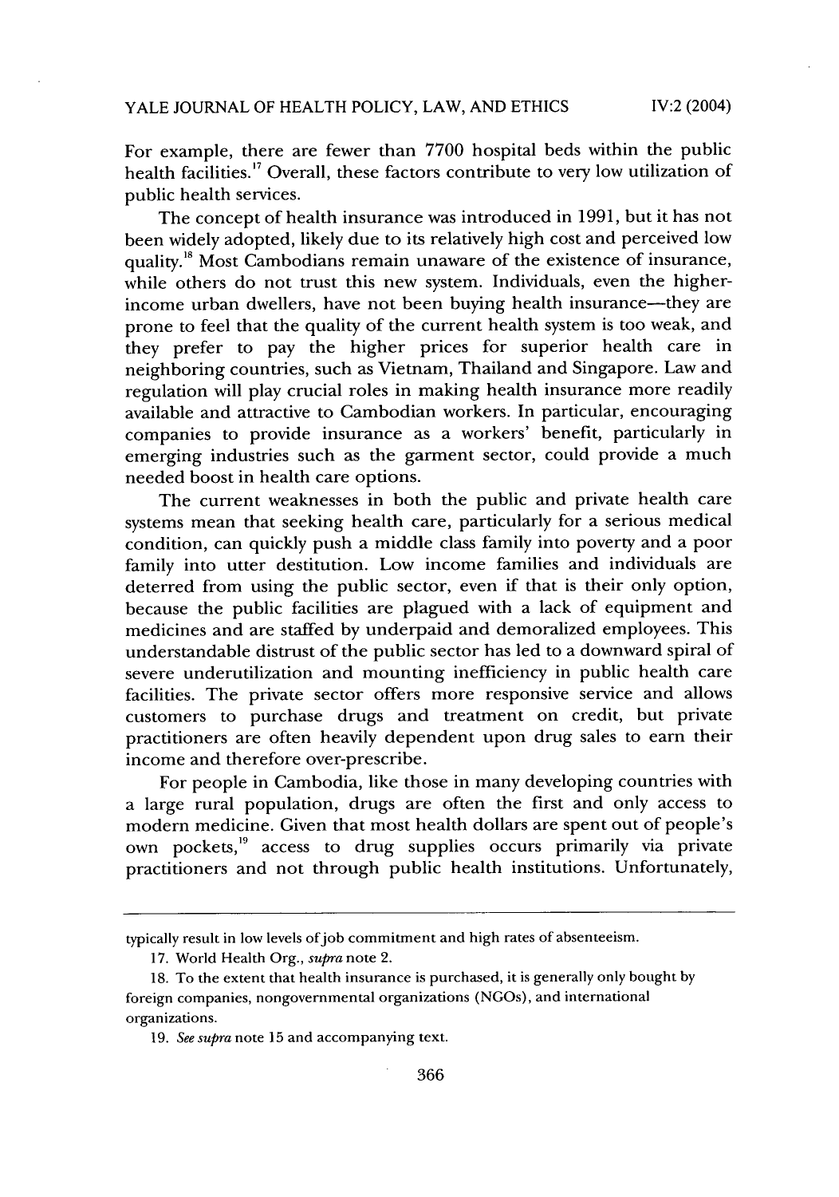For example, there are fewer than 7700 hospital beds within the public health facilities.[17] Overall, these factors contribute to very low utilization of public health services.

The concept of health insurance was introduced in 1991, but it has not been widely adopted, likely due to its relatively high cost and perceived low quality.[18] Most Cambodians remain unaware of the existence of insurance, while others do not trust this new system. Individuals, even the higher-income urban dwellers, have not been buying health insurance—they are prone to feel that the quality of the current health system is too weak, and they prefer to pay the higher prices for superior health care in neighboring countries, such as Vietnam, Thailand and Singapore. Law and regulation will play crucial roles in making health insurance more readily available and attractive to Cambodian workers. In particular, encouraging companies to provide insurance as a workers' benefit, particularly in emerging industries such as the garment sector, could provide a much needed boost in health care options.

The current weaknesses in both the public and private health care systems mean that seeking health care, particularly for a serious medical condition, can quickly push a middle class family into poverty and a poor family into utter destitution. Low income families and individuals are deterred from using the public sector, even if that is their only option, because the public facilities are plagued with a lack of equipment and medicines and are staffed by underpaid and demoralized employees. This understandable distrust of the public sector has led to a downward spiral of severe underutilization and mounting inefficiency in public health care facilities. The private sector offers more responsive service and allows customers to purchase drugs and treatment on credit, but private practitioners are often heavily dependent upon drug sales to earn their income and therefore over-prescribe.

For people in Cambodia, like those in many developing countries with a large rural population, drugs are often the first and only access to modern medicine. Given that most health dollars are spent out of people's own pockets,[19] access to drug supplies occurs primarily via private practitioners and not through public health institutions. Unfortunately,

---

typically result in low levels of job commitment and high rates of absenteeism.

17. World Health Org., *supra* note 2.

18. To the extent that health insurance is purchased, it is generally only bought by foreign companies, nongovernmental organizations (NGOs), and international organizations.

19. *See supra* note 15 and accompanying text.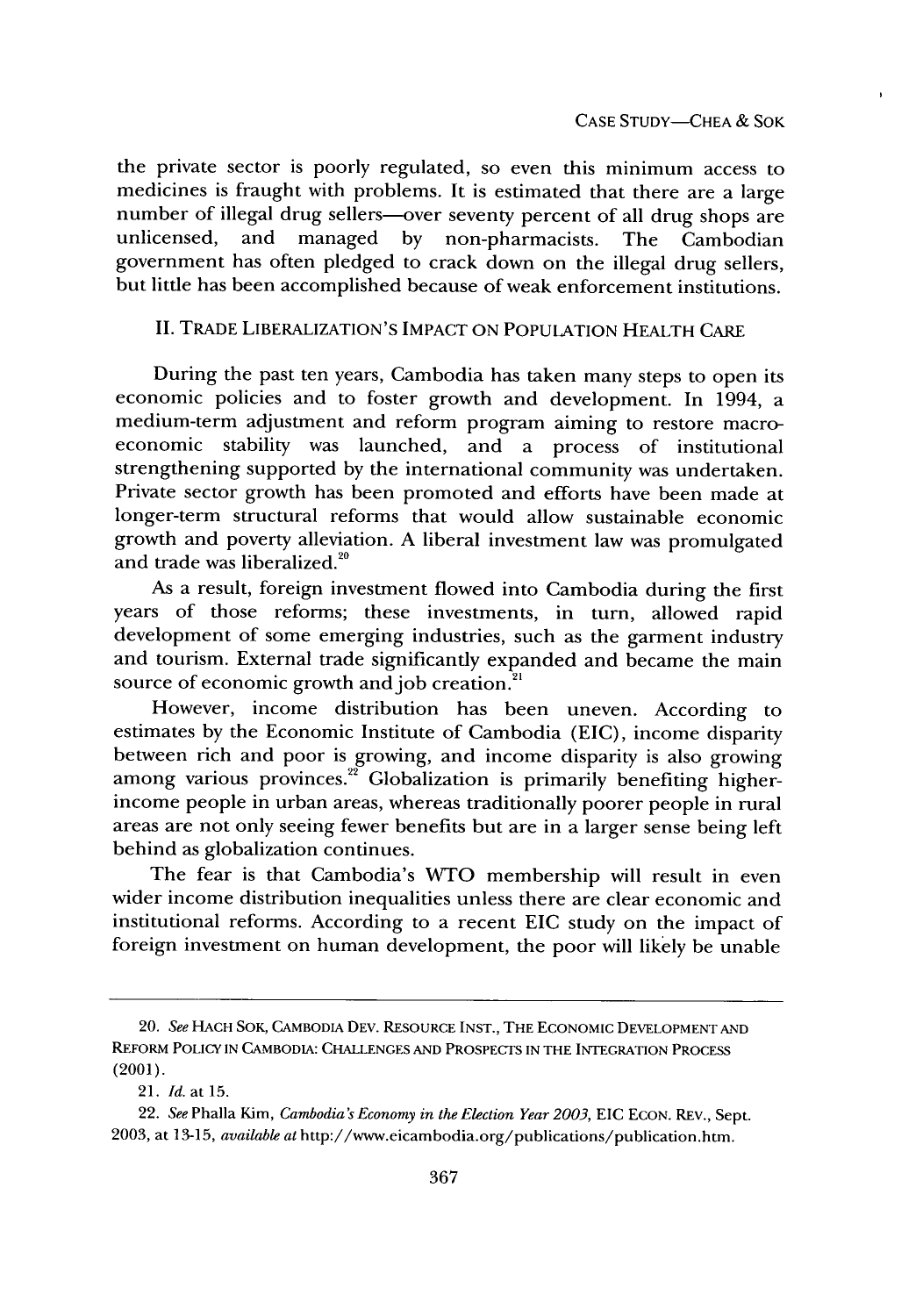the private sector is poorly regulated, so even this minimum access to medicines is fraught with problems. It is estimated that there are a large number of illegal drug sellers—over seventy percent of all drug shops are unlicensed, and managed by non-pharmacists. The Cambodian government has often pledged to crack down on the illegal drug sellers, but little has been accomplished because of weak enforcement institutions.

## II. TRADE LIBERALIZATION'S IMPACT ON POPULATION HEALTH CARE

During the past ten years, Cambodia has taken many steps to open its economic policies and to foster growth and development. In 1994, a medium-term adjustment and reform program aiming to restore macro-economic stability was launched, and a process of institutional strengthening supported by the international community was undertaken. Private sector growth has been promoted and efforts have been made at longer-term structural reforms that would allow sustainable economic growth and poverty alleviation. A liberal investment law was promulgated and trade was liberalized.[20]

As a result, foreign investment flowed into Cambodia during the first years of those reforms; these investments, in turn, allowed rapid development of some emerging industries, such as the garment industry and tourism. External trade significantly expanded and became the main source of economic growth and job creation.[21]

However, income distribution has been uneven. According to estimates by the Economic Institute of Cambodia (EIC), income disparity between rich and poor is growing, and income disparity is also growing among various provinces.[22] Globalization is primarily benefiting higher-income people in urban areas, whereas traditionally poorer people in rural areas are not only seeing fewer benefits but are in a larger sense being left behind as globalization continues.

The fear is that Cambodia's WTO membership will result in even wider income distribution inequalities unless there are clear economic and institutional reforms. According to a recent EIC study on the impact of foreign investment on human development, the poor will likely be unable

---

20. *See* HACH SOK, CAMBODIA DEV. RESOURCE INST., THE ECONOMIC DEVELOPMENT AND REFORM POLICY IN CAMBODIA: CHALLENGES AND PROSPECTS IN THE INTEGRATION PROCESS (2001).

21. *Id.* at 15.

22. *See* Phalla Kim, *Cambodia's Economy in the Election Year 2003*, EIC ECON. REV., Sept. 2003, at 13-15, *available at* http://www.eicambodia.org/publications/publication.htm.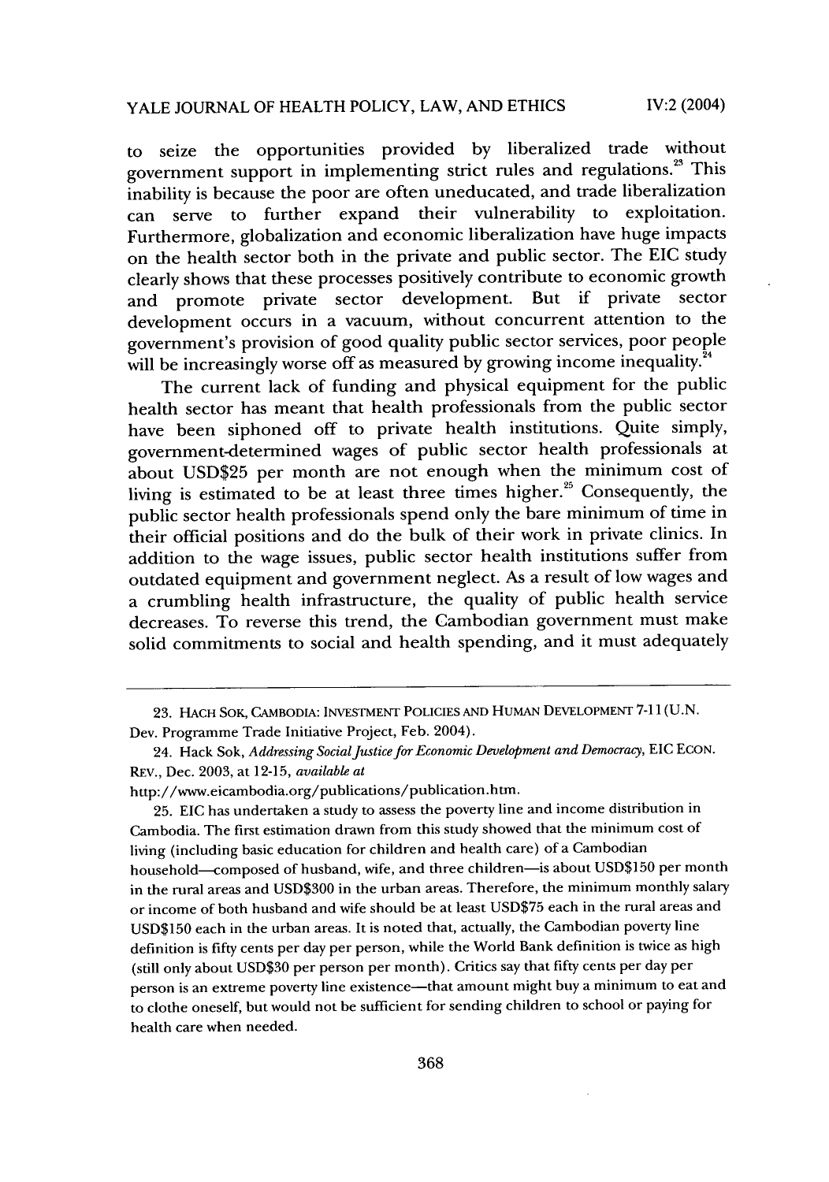to seize the opportunities provided by liberalized trade without government support in implementing strict rules and regulations.[23] This inability is because the poor are often uneducated, and trade liberalization can serve to further expand their vulnerability to exploitation. Furthermore, globalization and economic liberalization have huge impacts on the health sector both in the private and public sector. The EIC study clearly shows that these processes positively contribute to economic growth and promote private sector development. But if private sector development occurs in a vacuum, without concurrent attention to the government's provision of good quality public sector services, poor people will be increasingly worse off as measured by growing income inequality.[24]

The current lack of funding and physical equipment for the public health sector has meant that health professionals from the public sector have been siphoned off to private health institutions. Quite simply, government-determined wages of public sector health professionals at about USD$25 per month are not enough when the minimum cost of living is estimated to be at least three times higher.[25] Consequently, the public sector health professionals spend only the bare minimum of time in their official positions and do the bulk of their work in private clinics. In addition to the wage issues, public sector health institutions suffer from outdated equipment and government neglect. As a result of low wages and a crumbling health infrastructure, the quality of public health service decreases. To reverse this trend, the Cambodian government must make solid commitments to social and health spending, and it must adequately

---

23. HACH SOK, CAMBODIA: INVESTMENT POLICIES AND HUMAN DEVELOPMENT 7-11 (U.N. Dev. Programme Trade Initiative Project, Feb. 2004).

24. Hack Sok, *Addressing Social Justice for Economic Development and Democracy*, EIC ECON. REV., Dec. 2003, at 12-15, *available at* http://www.eicambodia.org/publications/publication.htm.

25. EIC has undertaken a study to assess the poverty line and income distribution in Cambodia. The first estimation drawn from this study showed that the minimum cost of living (including basic education for children and health care) of a Cambodian household—composed of husband, wife, and three children—is about USD$150 per month in the rural areas and USD$300 in the urban areas. Therefore, the minimum monthly salary or income of both husband and wife should be at least USD$75 each in the rural areas and USD$150 each in the urban areas. It is noted that, actually, the Cambodian poverty line definition is fifty cents per day per person, while the World Bank definition is twice as high (still only about USD$30 per person per month). Critics say that fifty cents per day per person is an extreme poverty line existence—that amount might buy a minimum to eat and to clothe oneself, but would not be sufficient for sending children to school or paying for health care when needed.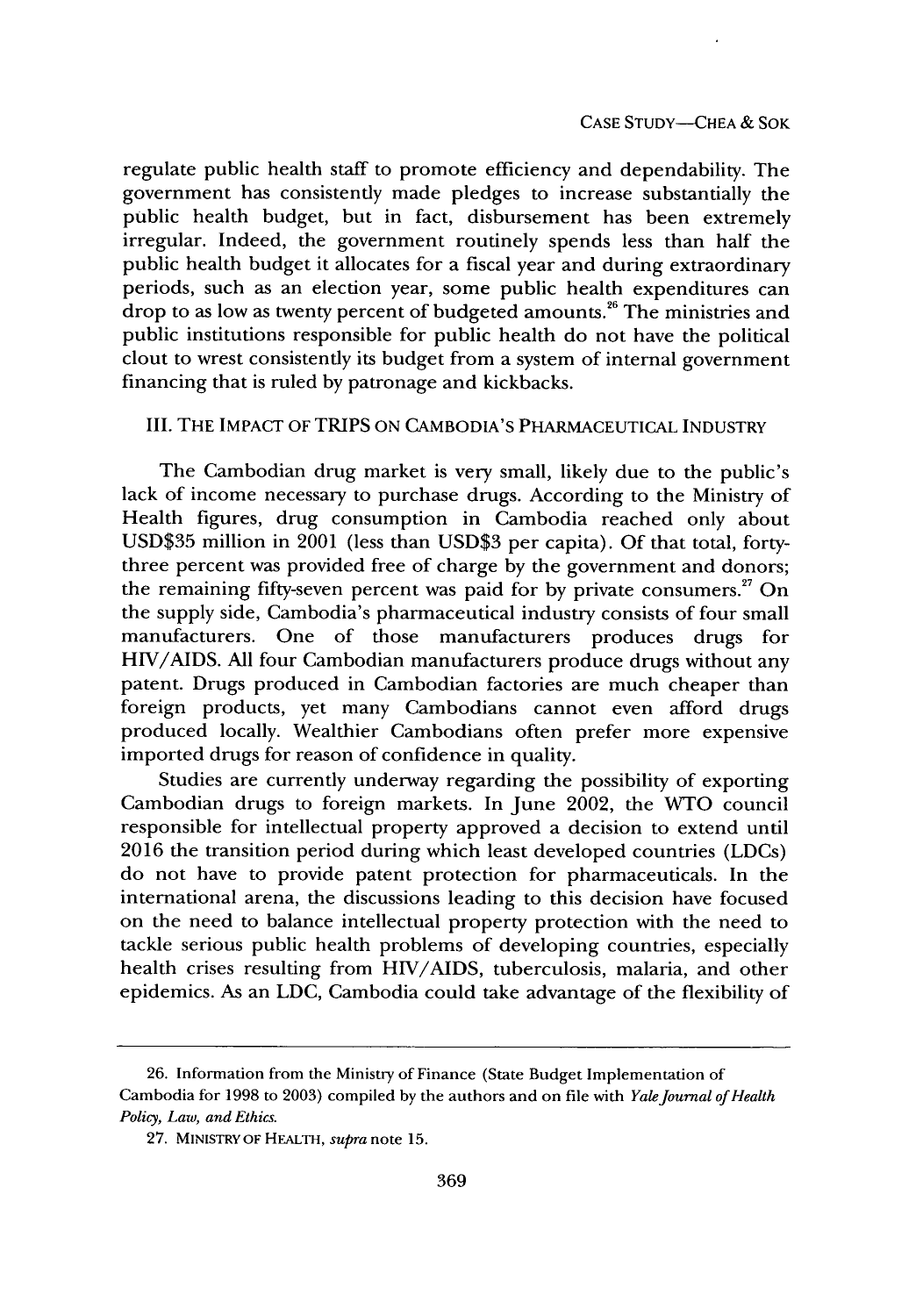regulate public health staff to promote efficiency and dependability. The government has consistently made pledges to increase substantially the public health budget, but in fact, disbursement has been extremely irregular. Indeed, the government routinely spends less than half the public health budget it allocates for a fiscal year and during extraordinary periods, such as an election year, some public health expenditures can drop to as low as twenty percent of budgeted amounts.[26] The ministries and public institutions responsible for public health do not have the political clout to wrest consistently its budget from a system of internal government financing that is ruled by patronage and kickbacks.

## III. THE IMPACT OF TRIPS ON CAMBODIA'S PHARMACEUTICAL INDUSTRY

The Cambodian drug market is very small, likely due to the public's lack of income necessary to purchase drugs. According to the Ministry of Health figures, drug consumption in Cambodia reached only about USD$35 million in 2001 (less than USD$3 per capita). Of that total, forty-three percent was provided free of charge by the government and donors; the remaining fifty-seven percent was paid for by private consumers.[27] On the supply side, Cambodia's pharmaceutical industry consists of four small manufacturers. One of those manufacturers produces drugs for HIV/AIDS. All four Cambodian manufacturers produce drugs without any patent. Drugs produced in Cambodian factories are much cheaper than foreign products, yet many Cambodians cannot even afford drugs produced locally. Wealthier Cambodians often prefer more expensive imported drugs for reason of confidence in quality.

Studies are currently underway regarding the possibility of exporting Cambodian drugs to foreign markets. In June 2002, the WTO council responsible for intellectual property approved a decision to extend until 2016 the transition period during which least developed countries (LDCs) do not have to provide patent protection for pharmaceuticals. In the international arena, the discussions leading to this decision have focused on the need to balance intellectual property protection with the need to tackle serious public health problems of developing countries, especially health crises resulting from HIV/AIDS, tuberculosis, malaria, and other epidemics. As an LDC, Cambodia could take advantage of the flexibility of

---

26. Information from the Ministry of Finance (State Budget Implementation of Cambodia for 1998 to 2003) compiled by the authors and on file with *Yale Journal of Health Policy, Law, and Ethics*.

27. MINISTRY OF HEALTH, *supra* note 15.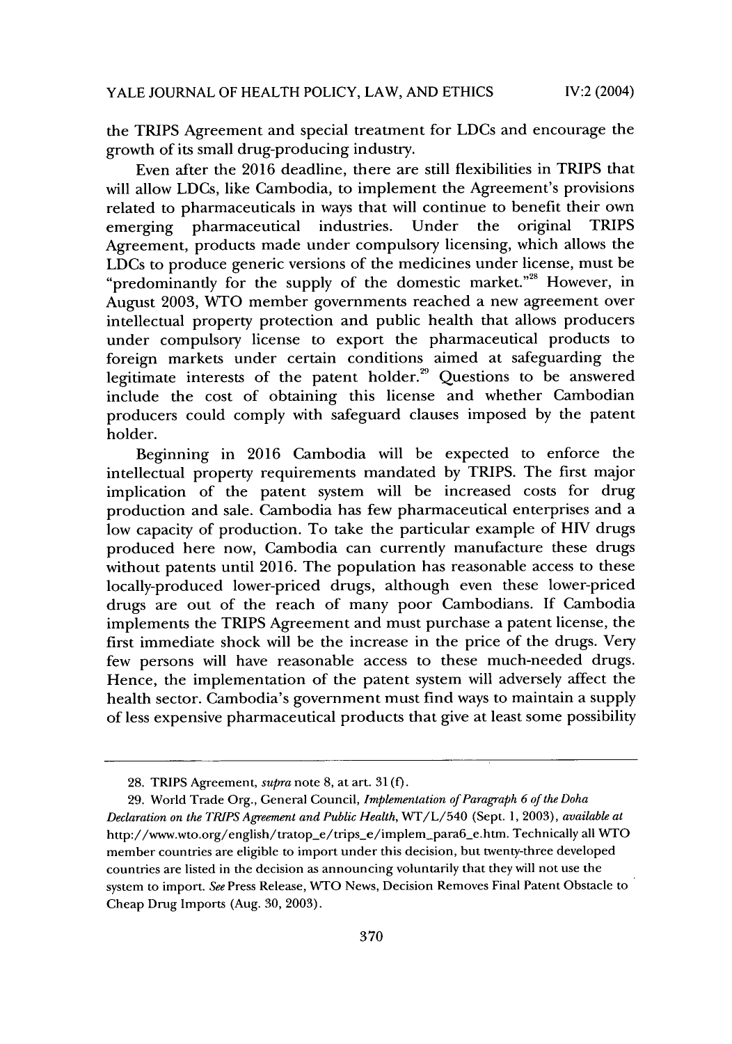the TRIPS Agreement and special treatment for LDCs and encourage the growth of its small drug-producing industry.

Even after the 2016 deadline, there are still flexibilities in TRIPS that will allow LDCs, like Cambodia, to implement the Agreement's provisions related to pharmaceuticals in ways that will continue to benefit their own emerging pharmaceutical industries. Under the original TRIPS Agreement, products made under compulsory licensing, which allows the LDCs to produce generic versions of the medicines under license, must be "predominantly for the supply of the domestic market."[28] However, in August 2003, WTO member governments reached a new agreement over intellectual property protection and public health that allows producers under compulsory license to export the pharmaceutical products to foreign markets under certain conditions aimed at safeguarding the legitimate interests of the patent holder.[29] Questions to be answered include the cost of obtaining this license and whether Cambodian producers could comply with safeguard clauses imposed by the patent holder.

Beginning in 2016 Cambodia will be expected to enforce the intellectual property requirements mandated by TRIPS. The first major implication of the patent system will be increased costs for drug production and sale. Cambodia has few pharmaceutical enterprises and a low capacity of production. To take the particular example of HIV drugs produced here now, Cambodia can currently manufacture these drugs without patents until 2016. The population has reasonable access to these locally-produced lower-priced drugs, although even these lower-priced drugs are out of the reach of many poor Cambodians. If Cambodia implements the TRIPS Agreement and must purchase a patent license, the first immediate shock will be the increase in the price of the drugs. Very few persons will have reasonable access to these much-needed drugs. Hence, the implementation of the patent system will adversely affect the health sector. Cambodia's government must find ways to maintain a supply of less expensive pharmaceutical products that give at least some possibility

---

28. TRIPS Agreement, *supra* note 8, at art. 31(f).

29. World Trade Org., General Council, *Implementation of Paragraph 6 of the Doha Declaration on the TRIPS Agreement and Public Health*, WT/L/540 (Sept. 1, 2003), *available at* http://www.wto.org/english/tratop_e/trips_e/implem_para6_e.htm. Technically all WTO member countries are eligible to import under this decision, but twenty-three developed countries are listed in the decision as announcing voluntarily that they will not use the system to import. *See* Press Release, WTO News, Decision Removes Final Patent Obstacle to Cheap Drug Imports (Aug. 30, 2003).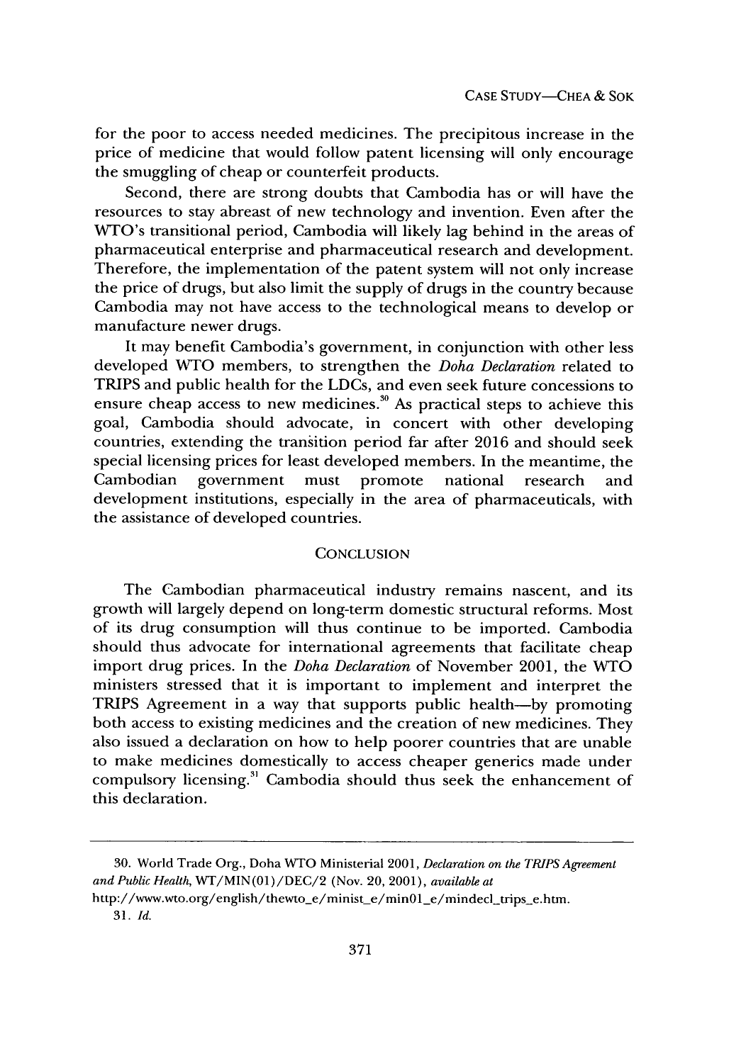for the poor to access needed medicines. The precipitous increase in the price of medicine that would follow patent licensing will only encourage the smuggling of cheap or counterfeit products.

Second, there are strong doubts that Cambodia has or will have the resources to stay abreast of new technology and invention. Even after the WTO's transitional period, Cambodia will likely lag behind in the areas of pharmaceutical enterprise and pharmaceutical research and development. Therefore, the implementation of the patent system will not only increase the price of drugs, but also limit the supply of drugs in the country because Cambodia may not have access to the technological means to develop or manufacture newer drugs.

It may benefit Cambodia's government, in conjunction with other less developed WTO members, to strengthen the *Doha Declaration* related to TRIPS and public health for the LDCs, and even seek future concessions to ensure cheap access to new medicines.[30] As practical steps to achieve this goal, Cambodia should advocate, in concert with other developing countries, extending the transition period far after 2016 and should seek special licensing prices for least developed members. In the meantime, the Cambodian government must promote national research and development institutions, especially in the area of pharmaceuticals, with the assistance of developed countries.

## CONCLUSION

The Cambodian pharmaceutical industry remains nascent, and its growth will largely depend on long-term domestic structural reforms. Most of its drug consumption will thus continue to be imported. Cambodia should thus advocate for international agreements that facilitate cheap import drug prices. In the *Doha Declaration* of November 2001, the WTO ministers stressed that it is important to implement and interpret the TRIPS Agreement in a way that supports public health—by promoting both access to existing medicines and the creation of new medicines. They also issued a declaration on how to help poorer countries that are unable to make medicines domestically to access cheaper generics made under compulsory licensing.[31] Cambodia should thus seek the enhancement of this declaration.

---

30. World Trade Org., Doha WTO Ministerial 2001, *Declaration on the TRIPS Agreement and Public Health*, WT/MIN(01)/DEC/2 (Nov. 20, 2001), *available at* http://www.wto.org/english/thewto_e/minist_e/min01_e/mindecl_trips_e.htm.

31. *Id.*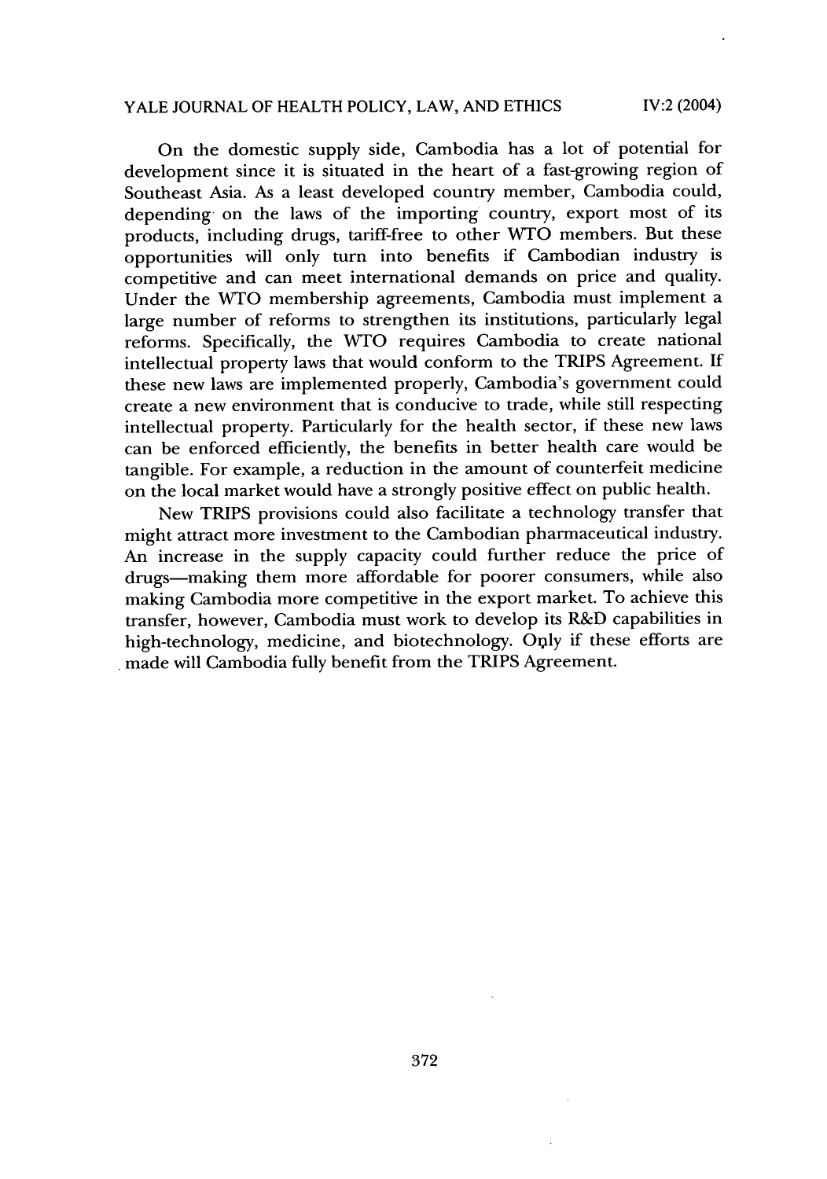On the domestic supply side, Cambodia has a lot of potential for development since it is situated in the heart of a fast-growing region of Southeast Asia. As a least developed country member, Cambodia could, depending on the laws of the importing country, export most of its products, including drugs, tariff-free to other WTO members. But these opportunities will only turn into benefits if Cambodian industry is competitive and can meet international demands on price and quality. Under the WTO membership agreements, Cambodia must implement a large number of reforms to strengthen its institutions, particularly legal reforms. Specifically, the WTO requires Cambodia to create national intellectual property laws that would conform to the TRIPS Agreement. If these new laws are implemented properly, Cambodia's government could create a new environment that is conducive to trade, while still respecting intellectual property. Particularly for the health sector, if these new laws can be enforced efficiently, the benefits in better health care would be tangible. For example, a reduction in the amount of counterfeit medicine on the local market would have a strongly positive effect on public health.

New TRIPS provisions could also facilitate a technology transfer that might attract more investment to the Cambodian pharmaceutical industry. An increase in the supply capacity could further reduce the price of drugs—making them more affordable for poorer consumers, while also making Cambodia more competitive in the export market. To achieve this transfer, however, Cambodia must work to develop its R&D capabilities in high-technology, medicine, and biotechnology. Only if these efforts are made will Cambodia fully benefit from the TRIPS Agreement.